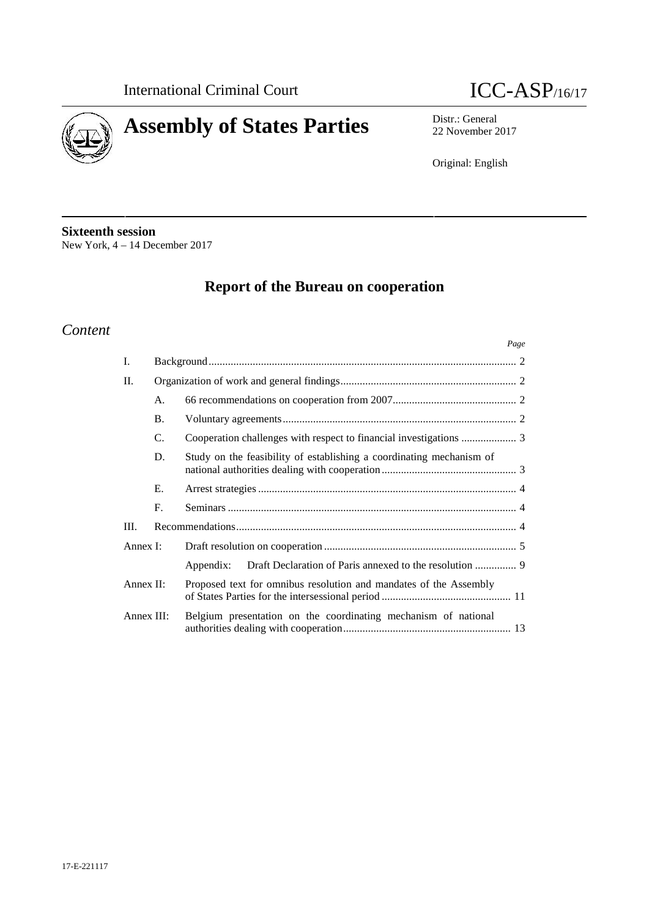International Criminal Court

# Assembly of States Parties

ICC-ASP/16/17

Distr.: General
22 November 2017

Original: English

**Sixteenth session**
New York, 4 – 14 December 2017

## Report of the Bureau on cooperation

### *Content*

| | | | *Page* |
|---|---|---|---|
| I. | | Background | 2 |
| II. | | Organization of work and general findings | 2 |
| | A. | 66 recommendations on cooperation from 2007 | 2 |
| | B. | Voluntary agreements | 2 |
| | C. | Cooperation challenges with respect to financial investigations | 3 |
| | D. | Study on the feasibility of establishing a coordinating mechanism of national authorities dealing with cooperation | 3 |
| | E. | Arrest strategies | 4 |
| | F. | Seminars | 4 |
| III. | | Recommendations | 4 |
| Annex I: | | Draft resolution on cooperation | 5 |
| | | Appendix: Draft Declaration of Paris annexed to the resolution | 9 |
| Annex II: | | Proposed text for omnibus resolution and mandates of the Assembly of States Parties for the intersessional period | 11 |
| Annex III: | | Belgium presentation on the coordinating mechanism of national authorities dealing with cooperation | 13 |

17-E-221117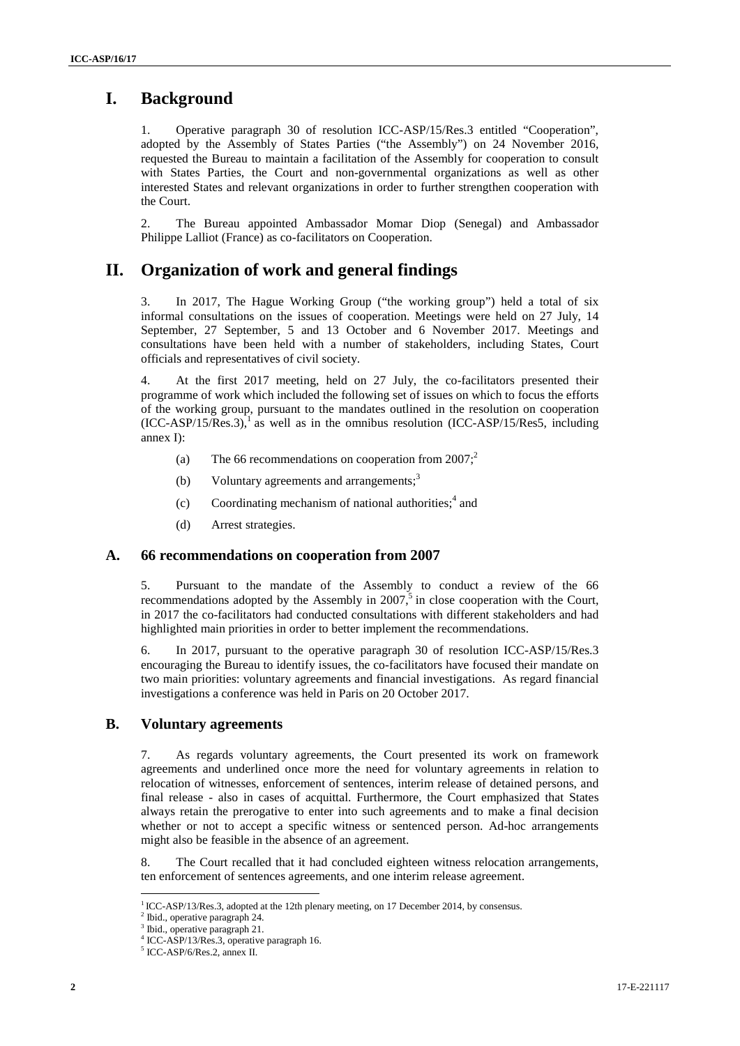# I. Background

1. Operative paragraph 30 of resolution ICC-ASP/15/Res.3 entitled "Cooperation", adopted by the Assembly of States Parties ("the Assembly") on 24 November 2016, requested the Bureau to maintain a facilitation of the Assembly for cooperation to consult with States Parties, the Court and non-governmental organizations as well as other interested States and relevant organizations in order to further strengthen cooperation with the Court.

2. The Bureau appointed Ambassador Momar Diop (Senegal) and Ambassador Philippe Lalliot (France) as co-facilitators on Cooperation.

# II. Organization of work and general findings

3. In 2017, The Hague Working Group ("the working group") held a total of six informal consultations on the issues of cooperation. Meetings were held on 27 July, 14 September, 27 September, 5 and 13 October and 6 November 2017. Meetings and consultations have been held with a number of stakeholders, including States, Court officials and representatives of civil society.

4. At the first 2017 meeting, held on 27 July, the co-facilitators presented their programme of work which included the following set of issues on which to focus the efforts of the working group, pursuant to the mandates outlined in the resolution on cooperation (ICC-ASP/15/Res.3),[1] as well as in the omnibus resolution (ICC-ASP/15/Res5, including annex I):

(a) The 66 recommendations on cooperation from 2007;[2]

(b) Voluntary agreements and arrangements;[3]

(c) Coordinating mechanism of national authorities;[4] and

(d) Arrest strategies.

## A. 66 recommendations on cooperation from 2007

5. Pursuant to the mandate of the Assembly to conduct a review of the 66 recommendations adopted by the Assembly in 2007,[5] in close cooperation with the Court, in 2017 the co-facilitators had conducted consultations with different stakeholders and had highlighted main priorities in order to better implement the recommendations.

6. In 2017, pursuant to the operative paragraph 30 of resolution ICC-ASP/15/Res.3 encouraging the Bureau to identify issues, the co-facilitators have focused their mandate on two main priorities: voluntary agreements and financial investigations. As regard financial investigations a conference was held in Paris on 20 October 2017.

## B. Voluntary agreements

7. As regards voluntary agreements, the Court presented its work on framework agreements and underlined once more the need for voluntary agreements in relation to relocation of witnesses, enforcement of sentences, interim release of detained persons, and final release - also in cases of acquittal. Furthermore, the Court emphasized that States always retain the prerogative to enter into such agreements and to make a final decision whether or not to accept a specific witness or sentenced person. Ad-hoc arrangements might also be feasible in the absence of an agreement.

8. The Court recalled that it had concluded eighteen witness relocation arrangements, ten enforcement of sentences agreements, and one interim release agreement.

---

[1] ICC-ASP/13/Res.3, adopted at the 12th plenary meeting, on 17 December 2014, by consensus.
[2] Ibid., operative paragraph 24.
[3] Ibid., operative paragraph 21.
[4] ICC-ASP/13/Res.3, operative paragraph 16.
[5] ICC-ASP/6/Res.2, annex II.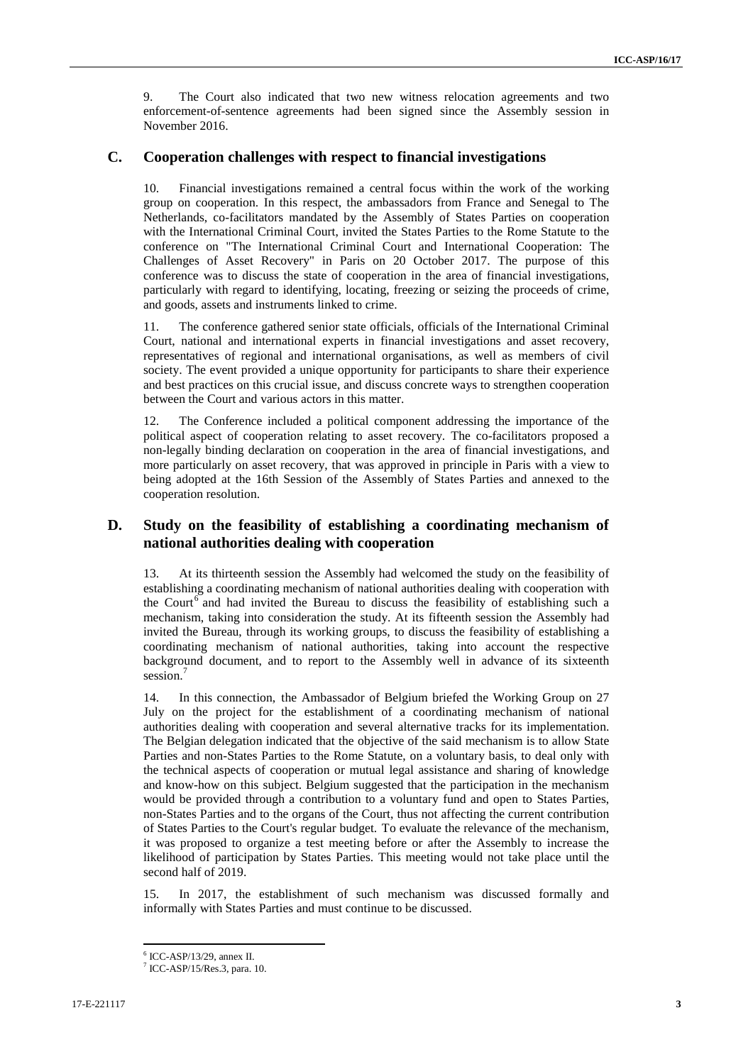9. The Court also indicated that two new witness relocation agreements and two enforcement-of-sentence agreements had been signed since the Assembly session in November 2016.

## C. Cooperation challenges with respect to financial investigations

10. Financial investigations remained a central focus within the work of the working group on cooperation. In this respect, the ambassadors from France and Senegal to The Netherlands, co-facilitators mandated by the Assembly of States Parties on cooperation with the International Criminal Court, invited the States Parties to the Rome Statute to the conference on "The International Criminal Court and International Cooperation: The Challenges of Asset Recovery" in Paris on 20 October 2017. The purpose of this conference was to discuss the state of cooperation in the area of financial investigations, particularly with regard to identifying, locating, freezing or seizing the proceeds of crime, and goods, assets and instruments linked to crime.

11. The conference gathered senior state officials, officials of the International Criminal Court, national and international experts in financial investigations and asset recovery, representatives of regional and international organisations, as well as members of civil society. The event provided a unique opportunity for participants to share their experience and best practices on this crucial issue, and discuss concrete ways to strengthen cooperation between the Court and various actors in this matter.

12. The Conference included a political component addressing the importance of the political aspect of cooperation relating to asset recovery. The co-facilitators proposed a non-legally binding declaration on cooperation in the area of financial investigations, and more particularly on asset recovery, that was approved in principle in Paris with a view to being adopted at the 16th Session of the Assembly of States Parties and annexed to the cooperation resolution.

## D. Study on the feasibility of establishing a coordinating mechanism of national authorities dealing with cooperation

13. At its thirteenth session the Assembly had welcomed the study on the feasibility of establishing a coordinating mechanism of national authorities dealing with cooperation with the Court[6] and had invited the Bureau to discuss the feasibility of establishing such a mechanism, taking into consideration the study. At its fifteenth session the Assembly had invited the Bureau, through its working groups, to discuss the feasibility of establishing a coordinating mechanism of national authorities, taking into account the respective background document, and to report to the Assembly well in advance of its sixteenth session.[7]

14. In this connection, the Ambassador of Belgium briefed the Working Group on 27 July on the project for the establishment of a coordinating mechanism of national authorities dealing with cooperation and several alternative tracks for its implementation. The Belgian delegation indicated that the objective of the said mechanism is to allow State Parties and non-States Parties to the Rome Statute, on a voluntary basis, to deal only with the technical aspects of cooperation or mutual legal assistance and sharing of knowledge and know-how on this subject. Belgium suggested that the participation in the mechanism would be provided through a contribution to a voluntary fund and open to States Parties, non-States Parties and to the organs of the Court, thus not affecting the current contribution of States Parties to the Court's regular budget. To evaluate the relevance of the mechanism, it was proposed to organize a test meeting before or after the Assembly to increase the likelihood of participation by States Parties. This meeting would not take place until the second half of 2019.

15. In 2017, the establishment of such mechanism was discussed formally and informally with States Parties and must continue to be discussed.

[6] ICC-ASP/13/29, annex II.

[7] ICC-ASP/15/Res.3, para. 10.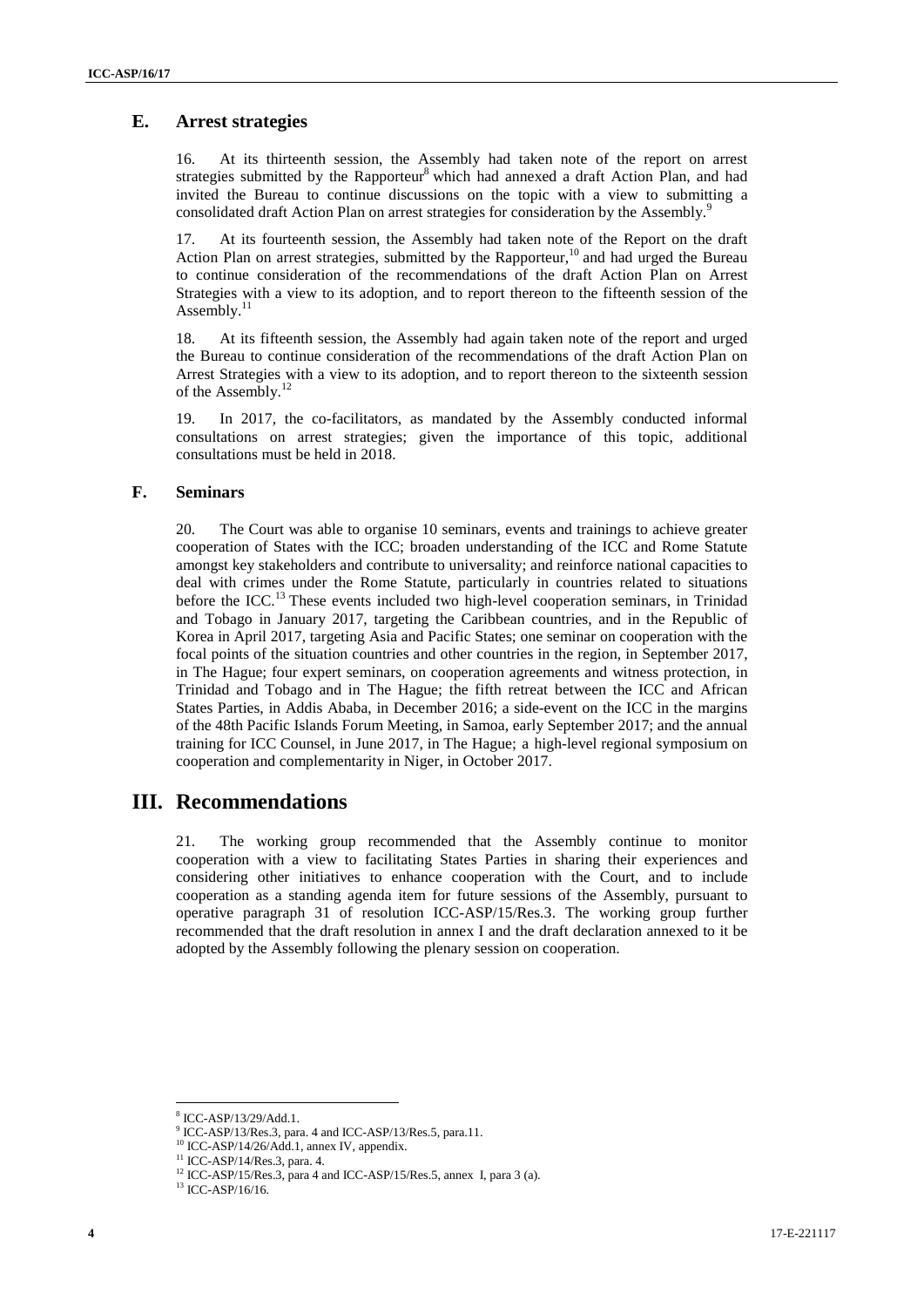## E. Arrest strategies

16. At its thirteenth session, the Assembly had taken note of the report on arrest strategies submitted by the Rapporteur[8] which had annexed a draft Action Plan, and had invited the Bureau to continue discussions on the topic with a view to submitting a consolidated draft Action Plan on arrest strategies for consideration by the Assembly.[9]

17. At its fourteenth session, the Assembly had taken note of the Report on the draft Action Plan on arrest strategies, submitted by the Rapporteur,[10] and had urged the Bureau to continue consideration of the recommendations of the draft Action Plan on Arrest Strategies with a view to its adoption, and to report thereon to the fifteenth session of the Assembly.[11]

18. At its fifteenth session, the Assembly had again taken note of the report and urged the Bureau to continue consideration of the recommendations of the draft Action Plan on Arrest Strategies with a view to its adoption, and to report thereon to the sixteenth session of the Assembly.[12]

19. In 2017, the co-facilitators, as mandated by the Assembly conducted informal consultations on arrest strategies; given the importance of this topic, additional consultations must be held in 2018.

## F. Seminars

20. The Court was able to organise 10 seminars, events and trainings to achieve greater cooperation of States with the ICC; broaden understanding of the ICC and Rome Statute amongst key stakeholders and contribute to universality; and reinforce national capacities to deal with crimes under the Rome Statute, particularly in countries related to situations before the ICC.[13] These events included two high-level cooperation seminars, in Trinidad and Tobago in January 2017, targeting the Caribbean countries, and in the Republic of Korea in April 2017, targeting Asia and Pacific States; one seminar on cooperation with the focal points of the situation countries and other countries in the region, in September 2017, in The Hague; four expert seminars, on cooperation agreements and witness protection, in Trinidad and Tobago and in The Hague; the fifth retreat between the ICC and African States Parties, in Addis Ababa, in December 2016; a side-event on the ICC in the margins of the 48th Pacific Islands Forum Meeting, in Samoa, early September 2017; and the annual training for ICC Counsel, in June 2017, in The Hague; a high-level regional symposium on cooperation and complementarity in Niger, in October 2017.

# III. Recommendations

21. The working group recommended that the Assembly continue to monitor cooperation with a view to facilitating States Parties in sharing their experiences and considering other initiatives to enhance cooperation with the Court, and to include cooperation as a standing agenda item for future sessions of the Assembly, pursuant to operative paragraph 31 of resolution ICC-ASP/15/Res.3. The working group further recommended that the draft resolution in annex I and the draft declaration annexed to it be adopted by the Assembly following the plenary session on cooperation.

---

[8] ICC-ASP/13/29/Add.1.

[9] ICC-ASP/13/Res.3, para. 4 and ICC-ASP/13/Res.5, para.11.

[10] ICC-ASP/14/26/Add.1, annex IV, appendix.

[11] ICC-ASP/14/Res.3, para. 4.

[12] ICC-ASP/15/Res.3, para 4 and ICC-ASP/15/Res.5, annex I, para 3 (a).

[13] ICC-ASP/16/16.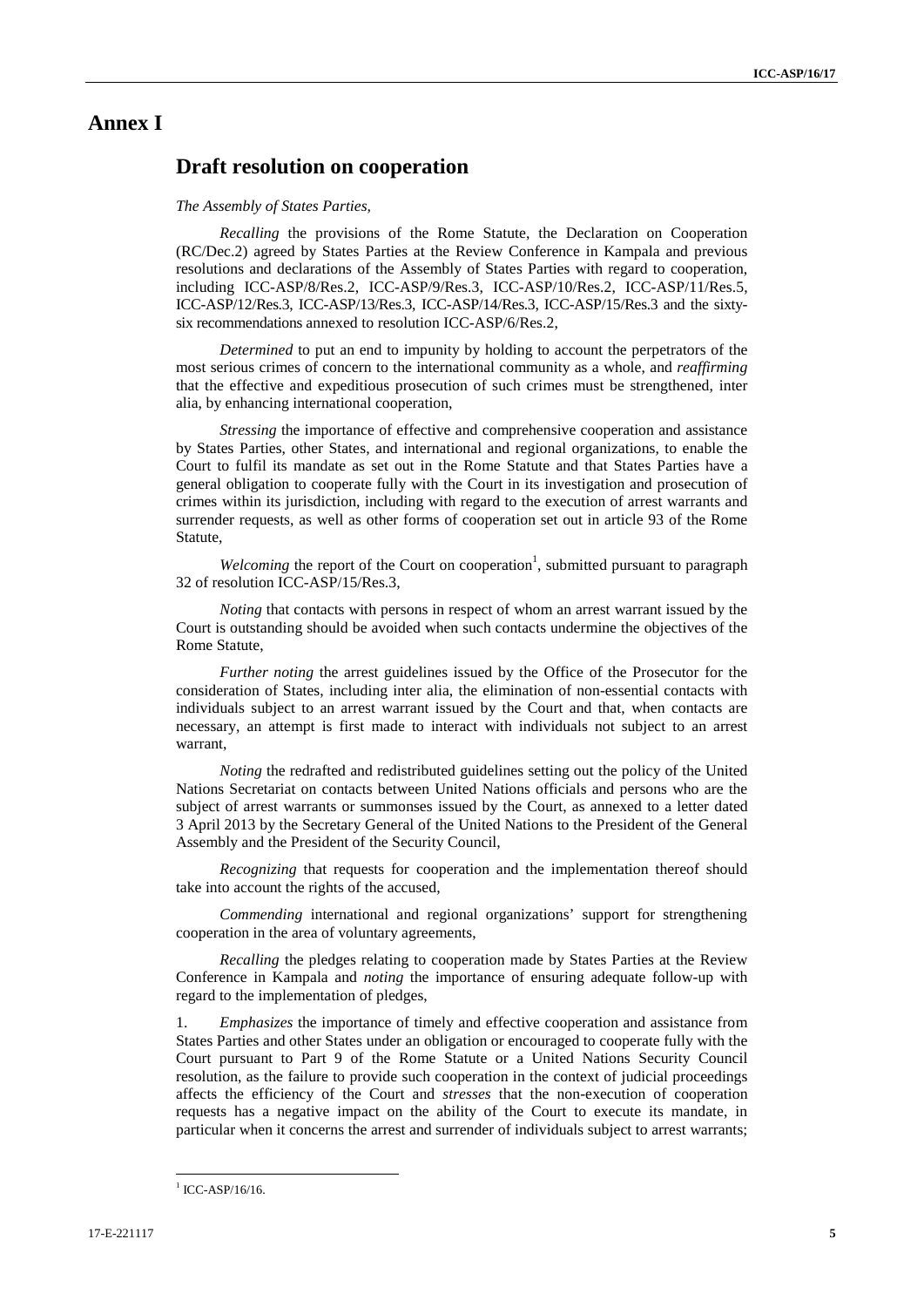# Annex I

## Draft resolution on cooperation

*The Assembly of States Parties,*

*Recalling* the provisions of the Rome Statute, the Declaration on Cooperation (RC/Dec.2) agreed by States Parties at the Review Conference in Kampala and previous resolutions and declarations of the Assembly of States Parties with regard to cooperation, including ICC-ASP/8/Res.2, ICC-ASP/9/Res.3, ICC-ASP/10/Res.2, ICC-ASP/11/Res.5, ICC-ASP/12/Res.3, ICC-ASP/13/Res.3, ICC-ASP/14/Res.3, ICC-ASP/15/Res.3 and the sixty-six recommendations annexed to resolution ICC-ASP/6/Res.2,

*Determined* to put an end to impunity by holding to account the perpetrators of the most serious crimes of concern to the international community as a whole, and *reaffirming* that the effective and expeditious prosecution of such crimes must be strengthened, inter alia, by enhancing international cooperation,

*Stressing* the importance of effective and comprehensive cooperation and assistance by States Parties, other States, and international and regional organizations, to enable the Court to fulfil its mandate as set out in the Rome Statute and that States Parties have a general obligation to cooperate fully with the Court in its investigation and prosecution of crimes within its jurisdiction, including with regard to the execution of arrest warrants and surrender requests, as well as other forms of cooperation set out in article 93 of the Rome Statute,

*Welcoming* the report of the Court on cooperation[1], submitted pursuant to paragraph 32 of resolution ICC-ASP/15/Res.3,

*Noting* that contacts with persons in respect of whom an arrest warrant issued by the Court is outstanding should be avoided when such contacts undermine the objectives of the Rome Statute,

*Further noting* the arrest guidelines issued by the Office of the Prosecutor for the consideration of States, including inter alia, the elimination of non-essential contacts with individuals subject to an arrest warrant issued by the Court and that, when contacts are necessary, an attempt is first made to interact with individuals not subject to an arrest warrant,

*Noting* the redrafted and redistributed guidelines setting out the policy of the United Nations Secretariat on contacts between United Nations officials and persons who are the subject of arrest warrants or summonses issued by the Court, as annexed to a letter dated 3 April 2013 by the Secretary General of the United Nations to the President of the General Assembly and the President of the Security Council,

*Recognizing* that requests for cooperation and the implementation thereof should take into account the rights of the accused,

*Commending* international and regional organizations' support for strengthening cooperation in the area of voluntary agreements,

*Recalling* the pledges relating to cooperation made by States Parties at the Review Conference in Kampala and *noting* the importance of ensuring adequate follow-up with regard to the implementation of pledges,

1. *Emphasizes* the importance of timely and effective cooperation and assistance from States Parties and other States under an obligation or encouraged to cooperate fully with the Court pursuant to Part 9 of the Rome Statute or a United Nations Security Council resolution, as the failure to provide such cooperation in the context of judicial proceedings affects the efficiency of the Court and *stresses* that the non-execution of cooperation requests has a negative impact on the ability of the Court to execute its mandate, in particular when it concerns the arrest and surrender of individuals subject to arrest warrants;

[1] ICC-ASP/16/16.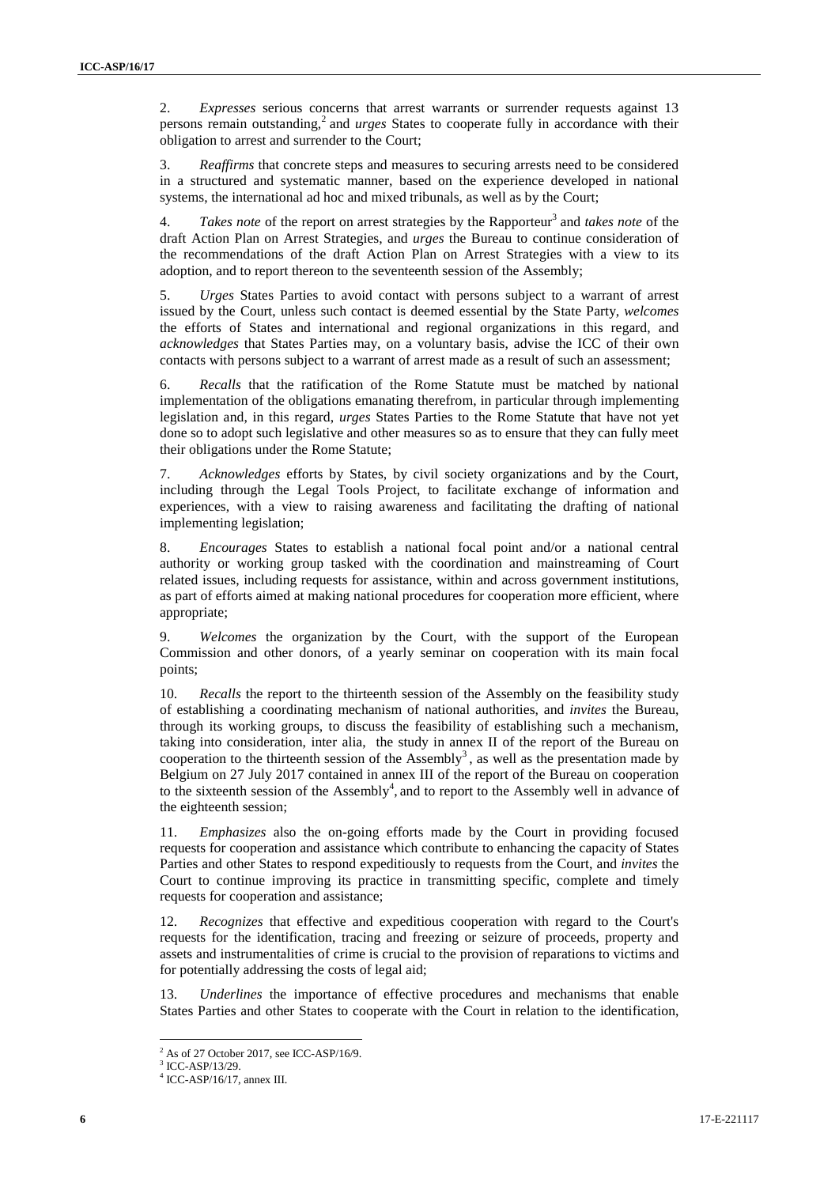2. *Expresses* serious concerns that arrest warrants or surrender requests against 13 persons remain outstanding,[2] and *urges* States to cooperate fully in accordance with their obligation to arrest and surrender to the Court;

3. *Reaffirms* that concrete steps and measures to securing arrests need to be considered in a structured and systematic manner, based on the experience developed in national systems, the international ad hoc and mixed tribunals, as well as by the Court;

4. *Takes note* of the report on arrest strategies by the Rapporteur[3] and *takes note* of the draft Action Plan on Arrest Strategies, and *urges* the Bureau to continue consideration of the recommendations of the draft Action Plan on Arrest Strategies with a view to its adoption, and to report thereon to the seventeenth session of the Assembly;

5. *Urges* States Parties to avoid contact with persons subject to a warrant of arrest issued by the Court, unless such contact is deemed essential by the State Party, *welcomes* the efforts of States and international and regional organizations in this regard, and *acknowledges* that States Parties may, on a voluntary basis, advise the ICC of their own contacts with persons subject to a warrant of arrest made as a result of such an assessment;

6. *Recalls* that the ratification of the Rome Statute must be matched by national implementation of the obligations emanating therefrom, in particular through implementing legislation and, in this regard, *urges* States Parties to the Rome Statute that have not yet done so to adopt such legislative and other measures so as to ensure that they can fully meet their obligations under the Rome Statute;

7. *Acknowledges* efforts by States, by civil society organizations and by the Court, including through the Legal Tools Project, to facilitate exchange of information and experiences, with a view to raising awareness and facilitating the drafting of national implementing legislation;

8. *Encourages* States to establish a national focal point and/or a national central authority or working group tasked with the coordination and mainstreaming of Court related issues, including requests for assistance, within and across government institutions, as part of efforts aimed at making national procedures for cooperation more efficient, where appropriate;

9. *Welcomes* the organization by the Court, with the support of the European Commission and other donors, of a yearly seminar on cooperation with its main focal points;

10. *Recalls* the report to the thirteenth session of the Assembly on the feasibility study of establishing a coordinating mechanism of national authorities, and *invites* the Bureau, through its working groups, to discuss the feasibility of establishing such a mechanism, taking into consideration, inter alia, the study in annex II of the report of the Bureau on cooperation to the thirteenth session of the Assembly[3], as well as the presentation made by Belgium on 27 July 2017 contained in annex III of the report of the Bureau on cooperation to the sixteenth session of the Assembly[4], and to report to the Assembly well in advance of the eighteenth session;

11. *Emphasizes* also the on-going efforts made by the Court in providing focused requests for cooperation and assistance which contribute to enhancing the capacity of States Parties and other States to respond expeditiously to requests from the Court, and *invites* the Court to continue improving its practice in transmitting specific, complete and timely requests for cooperation and assistance;

12. *Recognizes* that effective and expeditious cooperation with regard to the Court's requests for the identification, tracing and freezing or seizure of proceeds, property and assets and instrumentalities of crime is crucial to the provision of reparations to victims and for potentially addressing the costs of legal aid;

13. *Underlines* the importance of effective procedures and mechanisms that enable States Parties and other States to cooperate with the Court in relation to the identification,

---

[2] As of 27 October 2017, see ICC-ASP/16/9.

[3] ICC-ASP/13/29.

[4] ICC-ASP/16/17, annex III.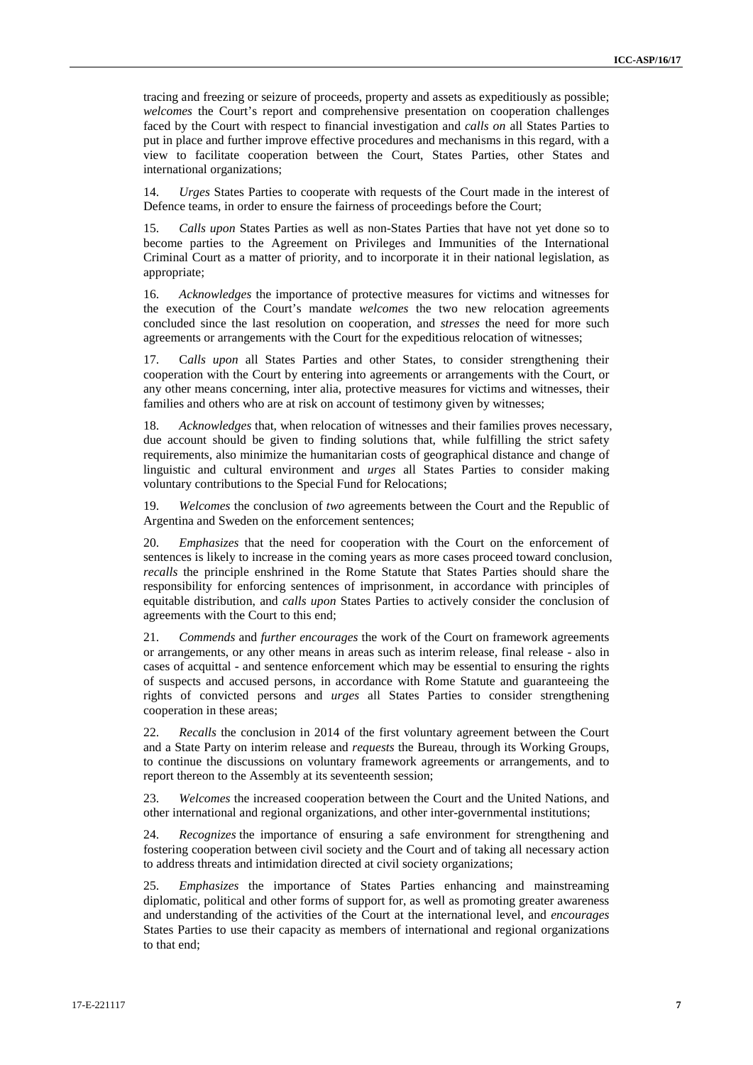tracing and freezing or seizure of proceeds, property and assets as expeditiously as possible; *welcomes* the Court's report and comprehensive presentation on cooperation challenges faced by the Court with respect to financial investigation and *calls on* all States Parties to put in place and further improve effective procedures and mechanisms in this regard, with a view to facilitate cooperation between the Court, States Parties, other States and international organizations;

14. *Urges* States Parties to cooperate with requests of the Court made in the interest of Defence teams, in order to ensure the fairness of proceedings before the Court;

15. *Calls upon* States Parties as well as non-States Parties that have not yet done so to become parties to the Agreement on Privileges and Immunities of the International Criminal Court as a matter of priority, and to incorporate it in their national legislation, as appropriate;

16. *Acknowledges* the importance of protective measures for victims and witnesses for the execution of the Court's mandate *welcomes* the two new relocation agreements concluded since the last resolution on cooperation, and *stresses* the need for more such agreements or arrangements with the Court for the expeditious relocation of witnesses;

17. C*alls upon* all States Parties and other States, to consider strengthening their cooperation with the Court by entering into agreements or arrangements with the Court, or any other means concerning, inter alia, protective measures for victims and witnesses, their families and others who are at risk on account of testimony given by witnesses;

18. *Acknowledges* that, when relocation of witnesses and their families proves necessary, due account should be given to finding solutions that, while fulfilling the strict safety requirements, also minimize the humanitarian costs of geographical distance and change of linguistic and cultural environment and *urges* all States Parties to consider making voluntary contributions to the Special Fund for Relocations;

19. *Welcomes* the conclusion of *two* agreements between the Court and the Republic of Argentina and Sweden on the enforcement sentences;

20. *Emphasizes* that the need for cooperation with the Court on the enforcement of sentences is likely to increase in the coming years as more cases proceed toward conclusion, *recalls* the principle enshrined in the Rome Statute that States Parties should share the responsibility for enforcing sentences of imprisonment, in accordance with principles of equitable distribution, and *calls upon* States Parties to actively consider the conclusion of agreements with the Court to this end;

21. *Commends* and *further encourages* the work of the Court on framework agreements or arrangements, or any other means in areas such as interim release, final release - also in cases of acquittal - and sentence enforcement which may be essential to ensuring the rights of suspects and accused persons, in accordance with Rome Statute and guaranteeing the rights of convicted persons and *urges* all States Parties to consider strengthening cooperation in these areas;

22. *Recalls* the conclusion in 2014 of the first voluntary agreement between the Court and a State Party on interim release and *requests* the Bureau, through its Working Groups, to continue the discussions on voluntary framework agreements or arrangements, and to report thereon to the Assembly at its seventeenth session;

23. *Welcomes* the increased cooperation between the Court and the United Nations, and other international and regional organizations, and other inter-governmental institutions;

24. *Recognizes* the importance of ensuring a safe environment for strengthening and fostering cooperation between civil society and the Court and of taking all necessary action to address threats and intimidation directed at civil society organizations;

25. *Emphasizes* the importance of States Parties enhancing and mainstreaming diplomatic, political and other forms of support for, as well as promoting greater awareness and understanding of the activities of the Court at the international level, and *encourages* States Parties to use their capacity as members of international and regional organizations to that end;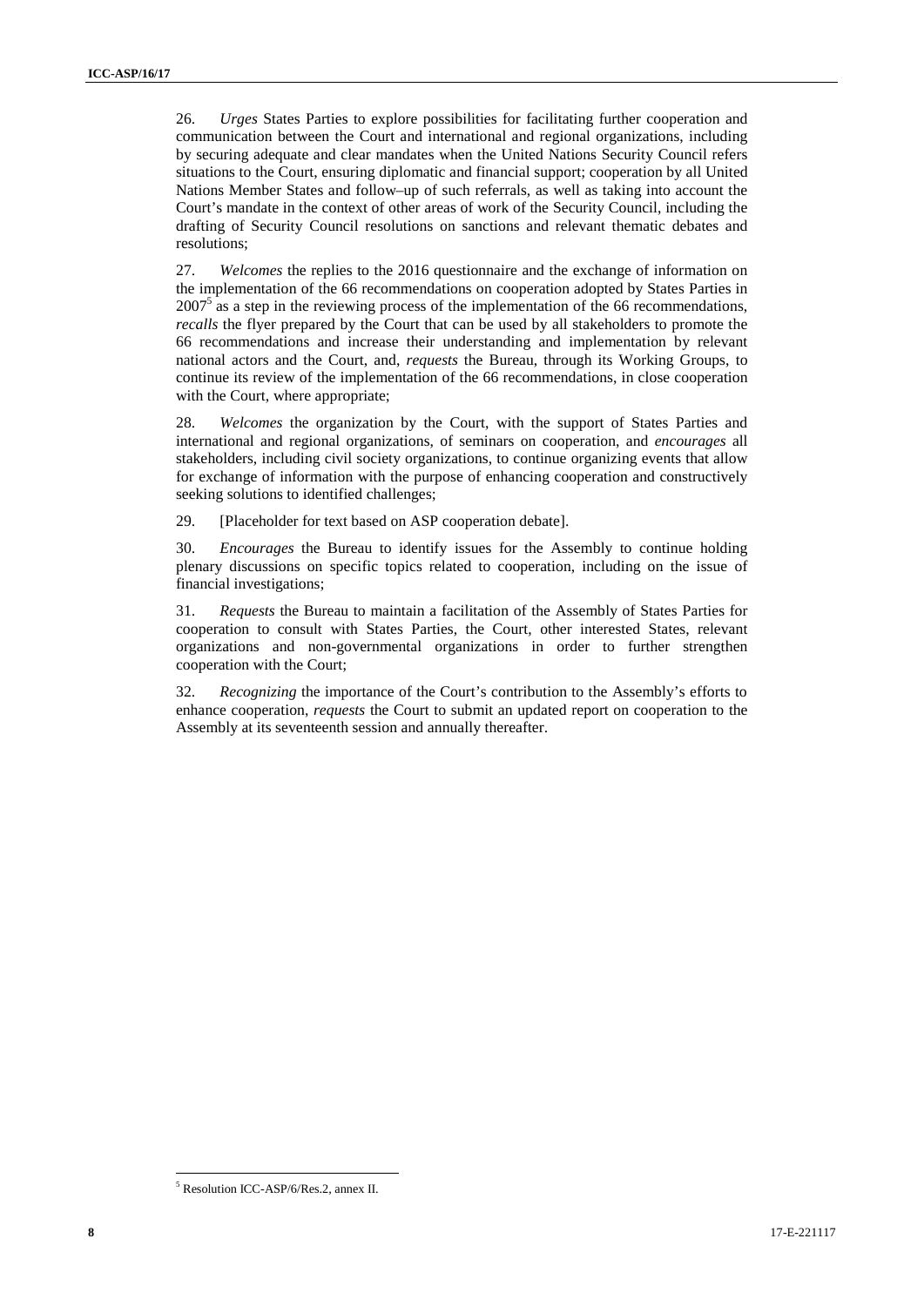26. *Urges* States Parties to explore possibilities for facilitating further cooperation and communication between the Court and international and regional organizations, including by securing adequate and clear mandates when the United Nations Security Council refers situations to the Court, ensuring diplomatic and financial support; cooperation by all United Nations Member States and follow–up of such referrals, as well as taking into account the Court's mandate in the context of other areas of work of the Security Council, including the drafting of Security Council resolutions on sanctions and relevant thematic debates and resolutions;

27. *Welcomes* the replies to the 2016 questionnaire and the exchange of information on the implementation of the 66 recommendations on cooperation adopted by States Parties in 2007[5] as a step in the reviewing process of the implementation of the 66 recommendations, *recalls* the flyer prepared by the Court that can be used by all stakeholders to promote the 66 recommendations and increase their understanding and implementation by relevant national actors and the Court, and, *requests* the Bureau, through its Working Groups, to continue its review of the implementation of the 66 recommendations, in close cooperation with the Court, where appropriate;

28. *Welcomes* the organization by the Court, with the support of States Parties and international and regional organizations, of seminars on cooperation, and *encourages* all stakeholders, including civil society organizations, to continue organizing events that allow for exchange of information with the purpose of enhancing cooperation and constructively seeking solutions to identified challenges;

29. [Placeholder for text based on ASP cooperation debate].

30. *Encourages* the Bureau to identify issues for the Assembly to continue holding plenary discussions on specific topics related to cooperation, including on the issue of financial investigations;

31. *Requests* the Bureau to maintain a facilitation of the Assembly of States Parties for cooperation to consult with States Parties, the Court, other interested States, relevant organizations and non-governmental organizations in order to further strengthen cooperation with the Court;

32. *Recognizing* the importance of the Court's contribution to the Assembly's efforts to enhance cooperation, *requests* the Court to submit an updated report on cooperation to the Assembly at its seventeenth session and annually thereafter.

[5] Resolution ICC-ASP/6/Res.2, annex II.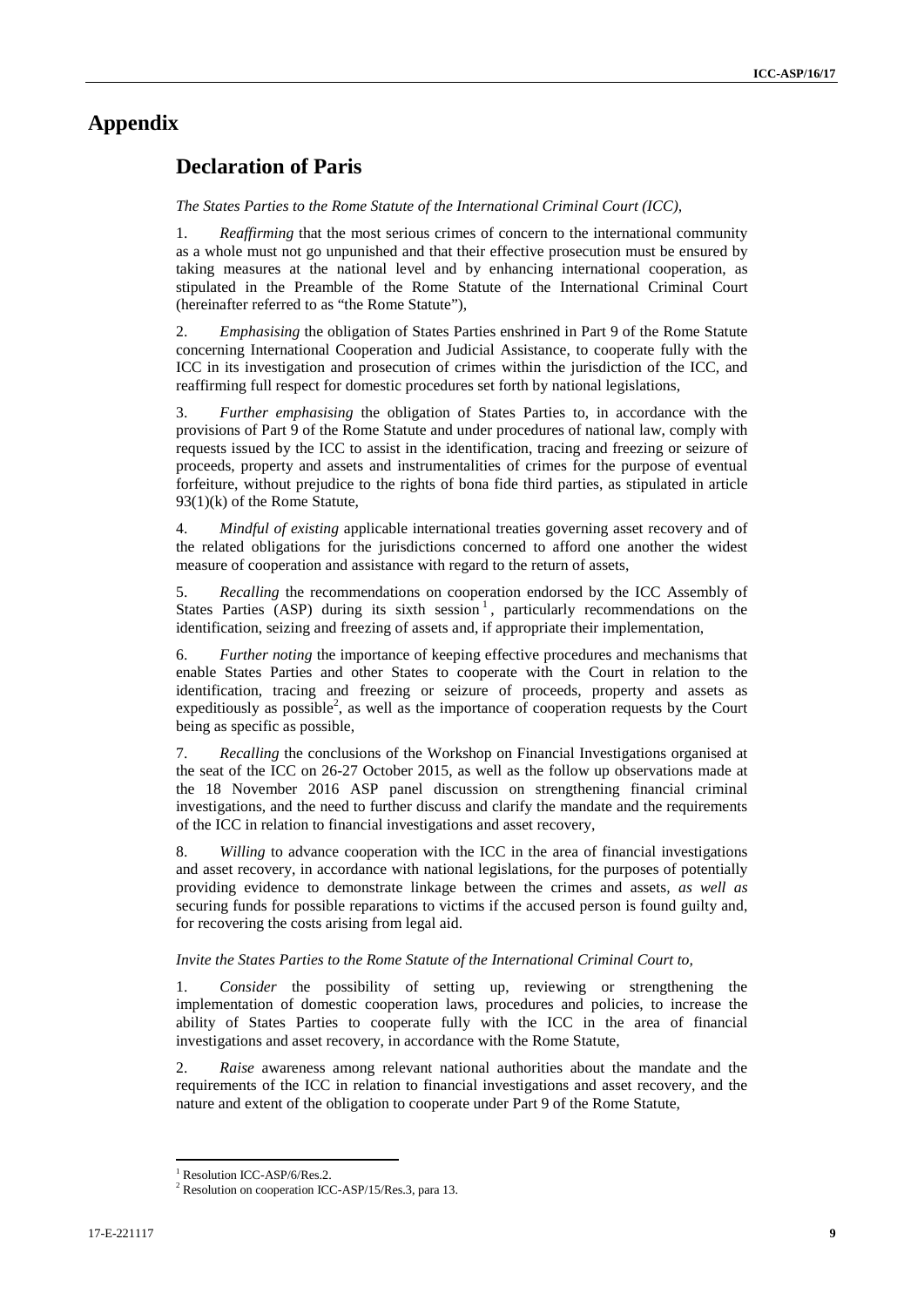# Appendix

## Declaration of Paris

*The States Parties to the Rome Statute of the International Criminal Court (ICC),*

1. *Reaffirming* that the most serious crimes of concern to the international community as a whole must not go unpunished and that their effective prosecution must be ensured by taking measures at the national level and by enhancing international cooperation, as stipulated in the Preamble of the Rome Statute of the International Criminal Court (hereinafter referred to as "the Rome Statute"),

2. *Emphasising* the obligation of States Parties enshrined in Part 9 of the Rome Statute concerning International Cooperation and Judicial Assistance, to cooperate fully with the ICC in its investigation and prosecution of crimes within the jurisdiction of the ICC, and reaffirming full respect for domestic procedures set forth by national legislations,

3. *Further emphasising* the obligation of States Parties to, in accordance with the provisions of Part 9 of the Rome Statute and under procedures of national law, comply with requests issued by the ICC to assist in the identification, tracing and freezing or seizure of proceeds, property and assets and instrumentalities of crimes for the purpose of eventual forfeiture, without prejudice to the rights of bona fide third parties, as stipulated in article 93(1)(k) of the Rome Statute,

4. *Mindful of existing* applicable international treaties governing asset recovery and of the related obligations for the jurisdictions concerned to afford one another the widest measure of cooperation and assistance with regard to the return of assets,

5. *Recalling* the recommendations on cooperation endorsed by the ICC Assembly of States Parties (ASP) during its sixth session[1], particularly recommendations on the identification, seizing and freezing of assets and, if appropriate their implementation,

6. *Further noting* the importance of keeping effective procedures and mechanisms that enable States Parties and other States to cooperate with the Court in relation to the identification, tracing and freezing or seizure of proceeds, property and assets as expeditiously as possible[2], as well as the importance of cooperation requests by the Court being as specific as possible,

7. *Recalling* the conclusions of the Workshop on Financial Investigations organised at the seat of the ICC on 26-27 October 2015, as well as the follow up observations made at the 18 November 2016 ASP panel discussion on strengthening financial criminal investigations, and the need to further discuss and clarify the mandate and the requirements of the ICC in relation to financial investigations and asset recovery,

8. *Willing* to advance cooperation with the ICC in the area of financial investigations and asset recovery, in accordance with national legislations, for the purposes of potentially providing evidence to demonstrate linkage between the crimes and assets, *as well as* securing funds for possible reparations to victims if the accused person is found guilty and, for recovering the costs arising from legal aid.

*Invite the States Parties to the Rome Statute of the International Criminal Court to,*

1. *Consider* the possibility of setting up, reviewing or strengthening the implementation of domestic cooperation laws, procedures and policies, to increase the ability of States Parties to cooperate fully with the ICC in the area of financial investigations and asset recovery, in accordance with the Rome Statute,

2. *Raise* awareness among relevant national authorities about the mandate and the requirements of the ICC in relation to financial investigations and asset recovery, and the nature and extent of the obligation to cooperate under Part 9 of the Rome Statute,

---

[1] Resolution ICC-ASP/6/Res.2.

[2] Resolution on cooperation ICC-ASP/15/Res.3, para 13.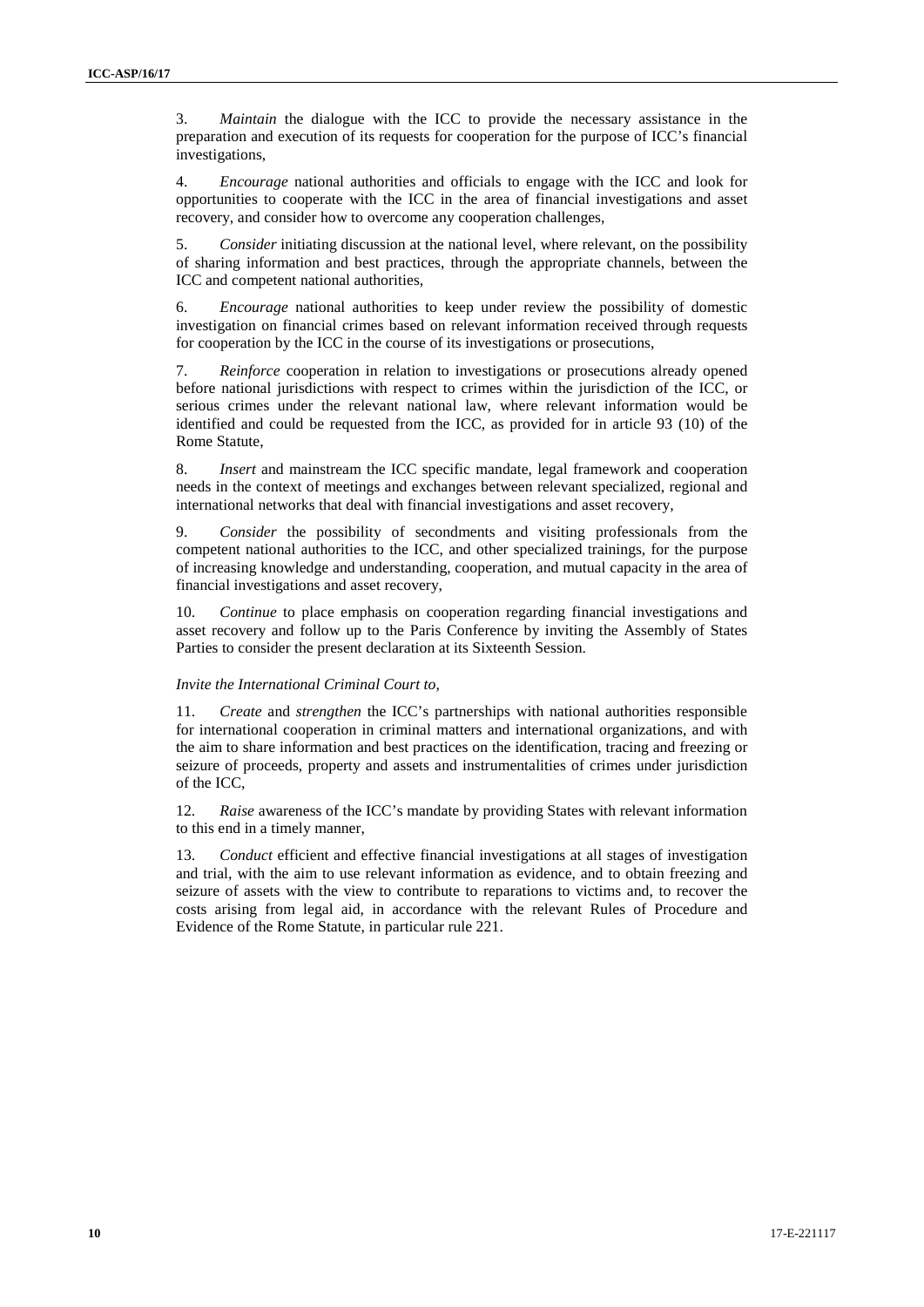3. *Maintain* the dialogue with the ICC to provide the necessary assistance in the preparation and execution of its requests for cooperation for the purpose of ICC's financial investigations,

4. *Encourage* national authorities and officials to engage with the ICC and look for opportunities to cooperate with the ICC in the area of financial investigations and asset recovery, and consider how to overcome any cooperation challenges,

5. *Consider* initiating discussion at the national level, where relevant, on the possibility of sharing information and best practices, through the appropriate channels, between the ICC and competent national authorities,

6. *Encourage* national authorities to keep under review the possibility of domestic investigation on financial crimes based on relevant information received through requests for cooperation by the ICC in the course of its investigations or prosecutions,

7. *Reinforce* cooperation in relation to investigations or prosecutions already opened before national jurisdictions with respect to crimes within the jurisdiction of the ICC, or serious crimes under the relevant national law, where relevant information would be identified and could be requested from the ICC, as provided for in article 93 (10) of the Rome Statute,

8. *Insert* and mainstream the ICC specific mandate, legal framework and cooperation needs in the context of meetings and exchanges between relevant specialized, regional and international networks that deal with financial investigations and asset recovery,

9. *Consider* the possibility of secondments and visiting professionals from the competent national authorities to the ICC, and other specialized trainings, for the purpose of increasing knowledge and understanding, cooperation, and mutual capacity in the area of financial investigations and asset recovery,

10. *Continue* to place emphasis on cooperation regarding financial investigations and asset recovery and follow up to the Paris Conference by inviting the Assembly of States Parties to consider the present declaration at its Sixteenth Session.

*Invite the International Criminal Court to,*

11. *Create* and *strengthen* the ICC's partnerships with national authorities responsible for international cooperation in criminal matters and international organizations, and with the aim to share information and best practices on the identification, tracing and freezing or seizure of proceeds, property and assets and instrumentalities of crimes under jurisdiction of the ICC,

12. *Raise* awareness of the ICC's mandate by providing States with relevant information to this end in a timely manner,

13. *Conduct* efficient and effective financial investigations at all stages of investigation and trial, with the aim to use relevant information as evidence, and to obtain freezing and seizure of assets with the view to contribute to reparations to victims and, to recover the costs arising from legal aid, in accordance with the relevant Rules of Procedure and Evidence of the Rome Statute, in particular rule 221.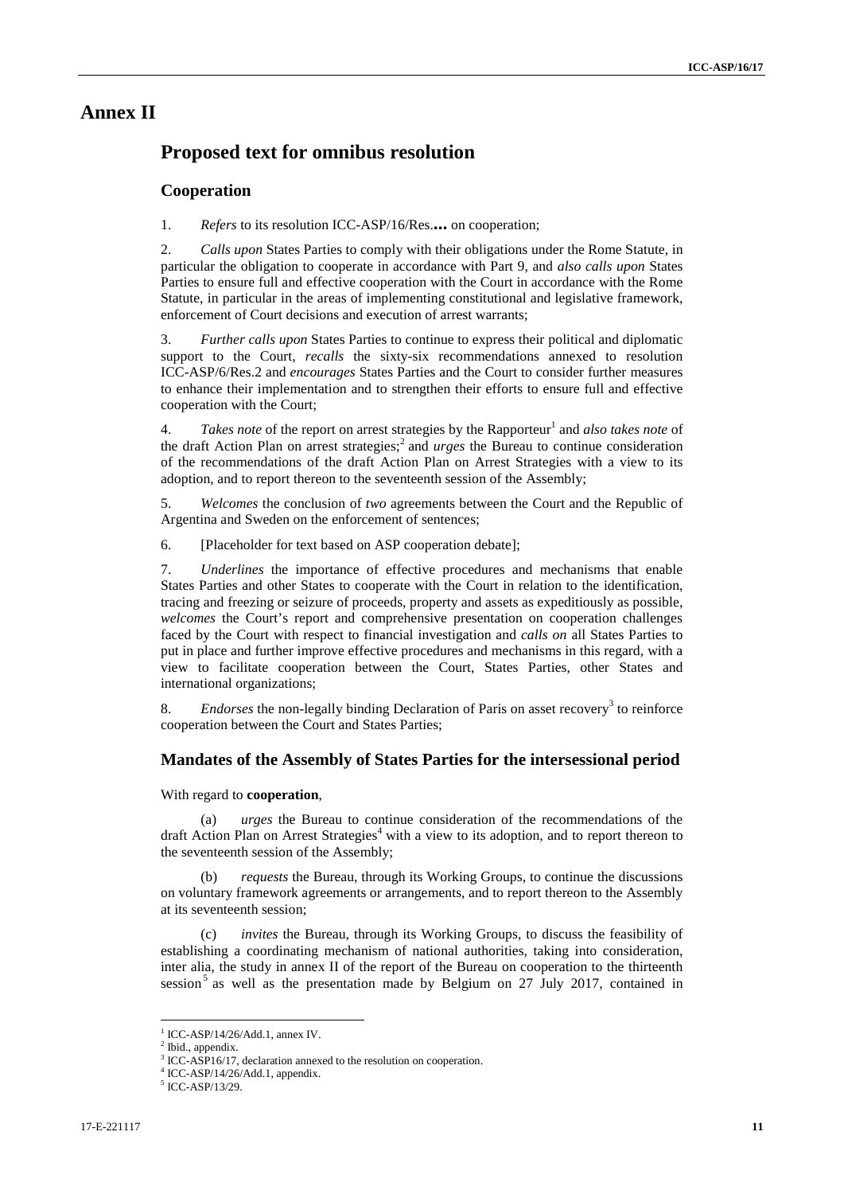# Annex II

## Proposed text for omnibus resolution

### Cooperation

1. *Refers* to its resolution ICC-ASP/16/Res.**…** on cooperation;

2. *Calls upon* States Parties to comply with their obligations under the Rome Statute, in particular the obligation to cooperate in accordance with Part 9, and *also calls upon* States Parties to ensure full and effective cooperation with the Court in accordance with the Rome Statute, in particular in the areas of implementing constitutional and legislative framework, enforcement of Court decisions and execution of arrest warrants;

3. *Further calls upon* States Parties to continue to express their political and diplomatic support to the Court, *recalls* the sixty-six recommendations annexed to resolution ICC-ASP/6/Res.2 and *encourages* States Parties and the Court to consider further measures to enhance their implementation and to strengthen their efforts to ensure full and effective cooperation with the Court;

4. *Takes note* of the report on arrest strategies by the Rapporteur[1] and *also takes note* of the draft Action Plan on arrest strategies;[2] and *urges* the Bureau to continue consideration of the recommendations of the draft Action Plan on Arrest Strategies with a view to its adoption, and to report thereon to the seventeenth session of the Assembly;

5. *Welcomes* the conclusion of *two* agreements between the Court and the Republic of Argentina and Sweden on the enforcement of sentences;

6. [Placeholder for text based on ASP cooperation debate];

7. *Underlines* the importance of effective procedures and mechanisms that enable States Parties and other States to cooperate with the Court in relation to the identification, tracing and freezing or seizure of proceeds, property and assets as expeditiously as possible, *welcomes* the Court's report and comprehensive presentation on cooperation challenges faced by the Court with respect to financial investigation and *calls on* all States Parties to put in place and further improve effective procedures and mechanisms in this regard, with a view to facilitate cooperation between the Court, States Parties, other States and international organizations;

8. *Endorses* the non-legally binding Declaration of Paris on asset recovery[3] to reinforce cooperation between the Court and States Parties;

### Mandates of the Assembly of States Parties for the intersessional period

With regard to **cooperation**,

(a) *urges* the Bureau to continue consideration of the recommendations of the draft Action Plan on Arrest Strategies[4] with a view to its adoption, and to report thereon to the seventeenth session of the Assembly;

(b) *requests* the Bureau, through its Working Groups, to continue the discussions on voluntary framework agreements or arrangements, and to report thereon to the Assembly at its seventeenth session;

(c) *invites* the Bureau, through its Working Groups, to discuss the feasibility of establishing a coordinating mechanism of national authorities, taking into consideration, inter alia, the study in annex II of the report of the Bureau on cooperation to the thirteenth session[5] as well as the presentation made by Belgium on 27 July 2017, contained in

---

[1] ICC-ASP/14/26/Add.1, annex IV.

[2] Ibid., appendix.

[3] ICC-ASP16/17, declaration annexed to the resolution on cooperation.

[4] ICC-ASP/14/26/Add.1, appendix.

[5] ICC-ASP/13/29.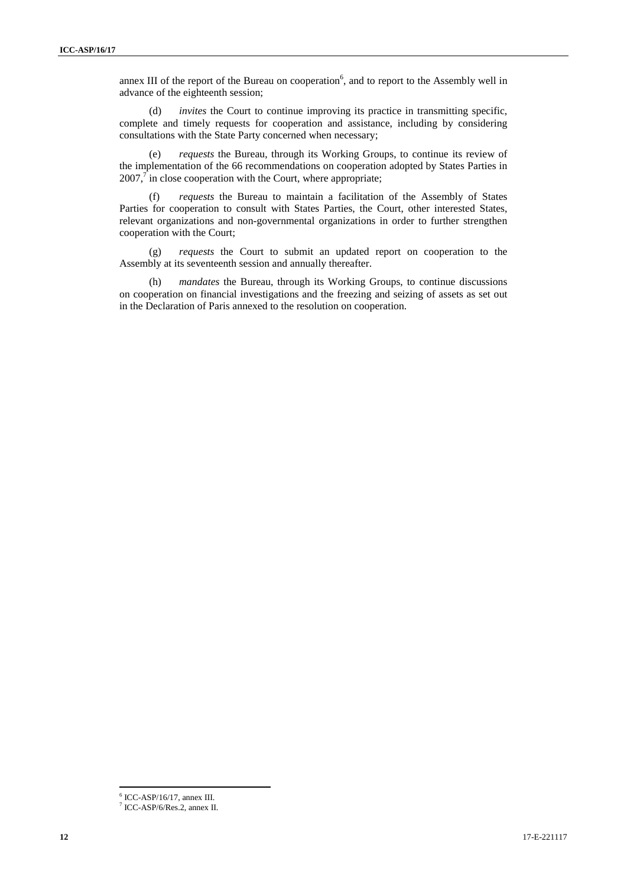annex III of the report of the Bureau on cooperation[6], and to report to the Assembly well in advance of the eighteenth session;

(d) *invites* the Court to continue improving its practice in transmitting specific, complete and timely requests for cooperation and assistance, including by considering consultations with the State Party concerned when necessary;

(e) *requests* the Bureau, through its Working Groups, to continue its review of the implementation of the 66 recommendations on cooperation adopted by States Parties in 2007,[7] in close cooperation with the Court, where appropriate;

(f) *requests* the Bureau to maintain a facilitation of the Assembly of States Parties for cooperation to consult with States Parties, the Court, other interested States, relevant organizations and non-governmental organizations in order to further strengthen cooperation with the Court;

(g) *requests* the Court to submit an updated report on cooperation to the Assembly at its seventeenth session and annually thereafter.

(h) *mandates* the Bureau, through its Working Groups, to continue discussions on cooperation on financial investigations and the freezing and seizing of assets as set out in the Declaration of Paris annexed to the resolution on cooperation.

---

[6] ICC-ASP/16/17, annex III.

[7] ICC-ASP/6/Res.2, annex II.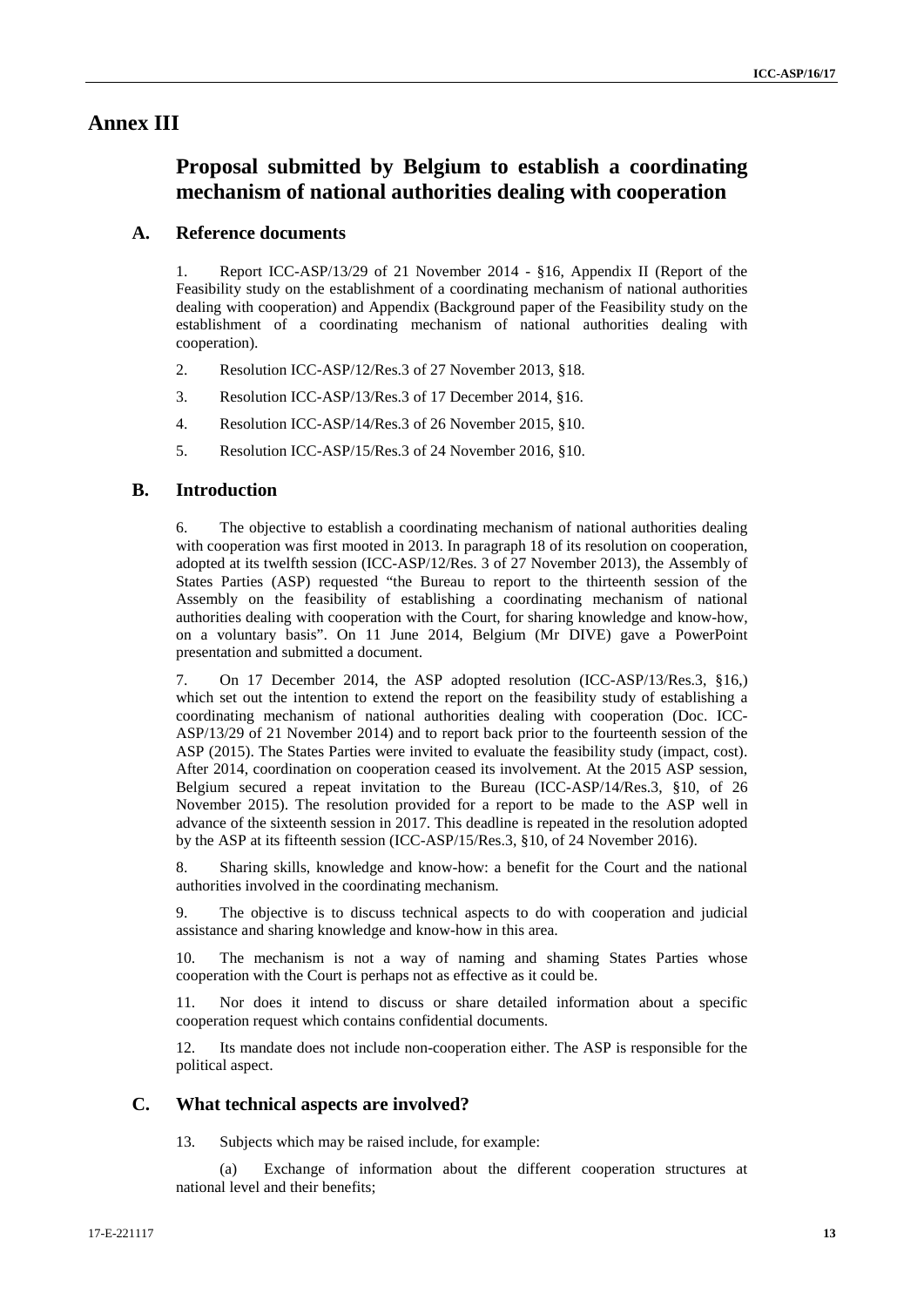# Annex III

## Proposal submitted by Belgium to establish a coordinating mechanism of national authorities dealing with cooperation

### A. Reference documents

1. Report ICC-ASP/13/29 of 21 November 2014 - §16, Appendix II (Report of the Feasibility study on the establishment of a coordinating mechanism of national authorities dealing with cooperation) and Appendix (Background paper of the Feasibility study on the establishment of a coordinating mechanism of national authorities dealing with cooperation).

2. Resolution ICC-ASP/12/Res.3 of 27 November 2013, §18.

3. Resolution ICC-ASP/13/Res.3 of 17 December 2014, §16.

4. Resolution ICC-ASP/14/Res.3 of 26 November 2015, §10.

5. Resolution ICC-ASP/15/Res.3 of 24 November 2016, §10.

### B. Introduction

6. The objective to establish a coordinating mechanism of national authorities dealing with cooperation was first mooted in 2013. In paragraph 18 of its resolution on cooperation, adopted at its twelfth session (ICC-ASP/12/Res. 3 of 27 November 2013), the Assembly of States Parties (ASP) requested "the Bureau to report to the thirteenth session of the Assembly on the feasibility of establishing a coordinating mechanism of national authorities dealing with cooperation with the Court, for sharing knowledge and know-how, on a voluntary basis". On 11 June 2014, Belgium (Mr DIVE) gave a PowerPoint presentation and submitted a document.

7. On 17 December 2014, the ASP adopted resolution (ICC-ASP/13/Res.3, §16,) which set out the intention to extend the report on the feasibility study of establishing a coordinating mechanism of national authorities dealing with cooperation (Doc. ICC-ASP/13/29 of 21 November 2014) and to report back prior to the fourteenth session of the ASP (2015). The States Parties were invited to evaluate the feasibility study (impact, cost). After 2014, coordination on cooperation ceased its involvement. At the 2015 ASP session, Belgium secured a repeat invitation to the Bureau (ICC-ASP/14/Res.3, §10, of 26 November 2015). The resolution provided for a report to be made to the ASP well in advance of the sixteenth session in 2017. This deadline is repeated in the resolution adopted by the ASP at its fifteenth session (ICC-ASP/15/Res.3, §10, of 24 November 2016).

8. Sharing skills, knowledge and know-how: a benefit for the Court and the national authorities involved in the coordinating mechanism.

9. The objective is to discuss technical aspects to do with cooperation and judicial assistance and sharing knowledge and know-how in this area.

10. The mechanism is not a way of naming and shaming States Parties whose cooperation with the Court is perhaps not as effective as it could be.

11. Nor does it intend to discuss or share detailed information about a specific cooperation request which contains confidential documents.

12. Its mandate does not include non-cooperation either. The ASP is responsible for the political aspect.

### C. What technical aspects are involved?

13. Subjects which may be raised include, for example:

(a) Exchange of information about the different cooperation structures at national level and their benefits;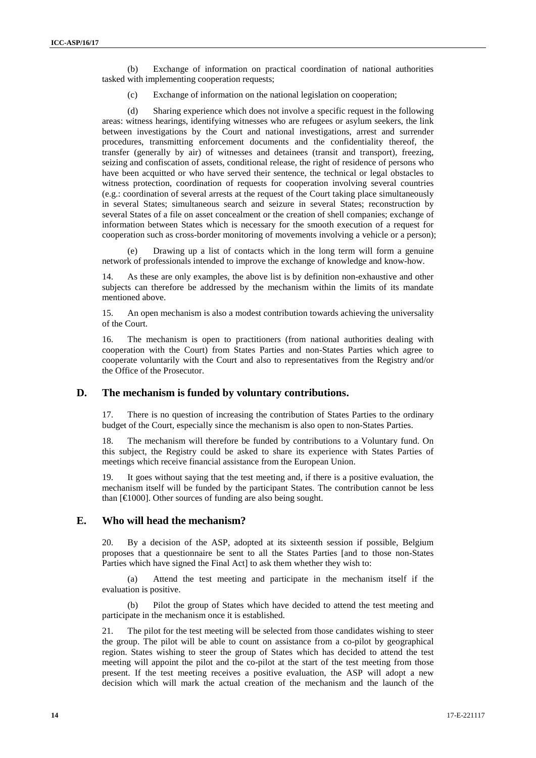(b) Exchange of information on practical coordination of national authorities tasked with implementing cooperation requests;

(c) Exchange of information on the national legislation on cooperation;

(d) Sharing experience which does not involve a specific request in the following areas: witness hearings, identifying witnesses who are refugees or asylum seekers, the link between investigations by the Court and national investigations, arrest and surrender procedures, transmitting enforcement documents and the confidentiality thereof, the transfer (generally by air) of witnesses and detainees (transit and transport), freezing, seizing and confiscation of assets, conditional release, the right of residence of persons who have been acquitted or who have served their sentence, the technical or legal obstacles to witness protection, coordination of requests for cooperation involving several countries (e.g.: coordination of several arrests at the request of the Court taking place simultaneously in several States; simultaneous search and seizure in several States; reconstruction by several States of a file on asset concealment or the creation of shell companies; exchange of information between States which is necessary for the smooth execution of a request for cooperation such as cross-border monitoring of movements involving a vehicle or a person);

(e) Drawing up a list of contacts which in the long term will form a genuine network of professionals intended to improve the exchange of knowledge and know-how.

14. As these are only examples, the above list is by definition non-exhaustive and other subjects can therefore be addressed by the mechanism within the limits of its mandate mentioned above.

15. An open mechanism is also a modest contribution towards achieving the universality of the Court.

16. The mechanism is open to practitioners (from national authorities dealing with cooperation with the Court) from States Parties and non-States Parties which agree to cooperate voluntarily with the Court and also to representatives from the Registry and/or the Office of the Prosecutor.

## D. The mechanism is funded by voluntary contributions.

17. There is no question of increasing the contribution of States Parties to the ordinary budget of the Court, especially since the mechanism is also open to non-States Parties.

18. The mechanism will therefore be funded by contributions to a Voluntary fund. On this subject, the Registry could be asked to share its experience with States Parties of meetings which receive financial assistance from the European Union.

19. It goes without saying that the test meeting and, if there is a positive evaluation, the mechanism itself will be funded by the participant States. The contribution cannot be less than [€1000]. Other sources of funding are also being sought.

## E. Who will head the mechanism?

20. By a decision of the ASP, adopted at its sixteenth session if possible, Belgium proposes that a questionnaire be sent to all the States Parties [and to those non-States Parties which have signed the Final Act] to ask them whether they wish to:

(a) Attend the test meeting and participate in the mechanism itself if the evaluation is positive.

(b) Pilot the group of States which have decided to attend the test meeting and participate in the mechanism once it is established.

21. The pilot for the test meeting will be selected from those candidates wishing to steer the group. The pilot will be able to count on assistance from a co-pilot by geographical region. States wishing to steer the group of States which has decided to attend the test meeting will appoint the pilot and the co-pilot at the start of the test meeting from those present. If the test meeting receives a positive evaluation, the ASP will adopt a new decision which will mark the actual creation of the mechanism and the launch of the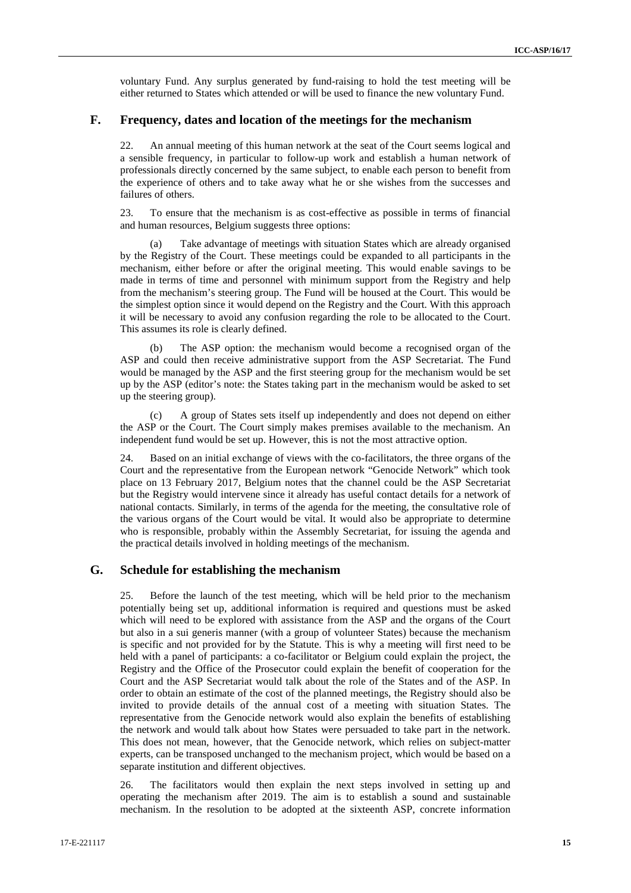voluntary Fund. Any surplus generated by fund-raising to hold the test meeting will be either returned to States which attended or will be used to finance the new voluntary Fund.

## F. Frequency, dates and location of the meetings for the mechanism

22. An annual meeting of this human network at the seat of the Court seems logical and a sensible frequency, in particular to follow-up work and establish a human network of professionals directly concerned by the same subject, to enable each person to benefit from the experience of others and to take away what he or she wishes from the successes and failures of others.

23. To ensure that the mechanism is as cost-effective as possible in terms of financial and human resources, Belgium suggests three options:

(a) Take advantage of meetings with situation States which are already organised by the Registry of the Court. These meetings could be expanded to all participants in the mechanism, either before or after the original meeting. This would enable savings to be made in terms of time and personnel with minimum support from the Registry and help from the mechanism's steering group. The Fund will be housed at the Court. This would be the simplest option since it would depend on the Registry and the Court. With this approach it will be necessary to avoid any confusion regarding the role to be allocated to the Court. This assumes its role is clearly defined.

(b) The ASP option: the mechanism would become a recognised organ of the ASP and could then receive administrative support from the ASP Secretariat. The Fund would be managed by the ASP and the first steering group for the mechanism would be set up by the ASP (editor's note: the States taking part in the mechanism would be asked to set up the steering group).

(c) A group of States sets itself up independently and does not depend on either the ASP or the Court. The Court simply makes premises available to the mechanism. An independent fund would be set up. However, this is not the most attractive option.

24. Based on an initial exchange of views with the co-facilitators, the three organs of the Court and the representative from the European network "Genocide Network" which took place on 13 February 2017, Belgium notes that the channel could be the ASP Secretariat but the Registry would intervene since it already has useful contact details for a network of national contacts. Similarly, in terms of the agenda for the meeting, the consultative role of the various organs of the Court would be vital. It would also be appropriate to determine who is responsible, probably within the Assembly Secretariat, for issuing the agenda and the practical details involved in holding meetings of the mechanism.

## G. Schedule for establishing the mechanism

25. Before the launch of the test meeting, which will be held prior to the mechanism potentially being set up, additional information is required and questions must be asked which will need to be explored with assistance from the ASP and the organs of the Court but also in a sui generis manner (with a group of volunteer States) because the mechanism is specific and not provided for by the Statute. This is why a meeting will first need to be held with a panel of participants: a co-facilitator or Belgium could explain the project, the Registry and the Office of the Prosecutor could explain the benefit of cooperation for the Court and the ASP Secretariat would talk about the role of the States and of the ASP. In order to obtain an estimate of the cost of the planned meetings, the Registry should also be invited to provide details of the annual cost of a meeting with situation States. The representative from the Genocide network would also explain the benefits of establishing the network and would talk about how States were persuaded to take part in the network. This does not mean, however, that the Genocide network, which relies on subject-matter experts, can be transposed unchanged to the mechanism project, which would be based on a separate institution and different objectives.

26. The facilitators would then explain the next steps involved in setting up and operating the mechanism after 2019. The aim is to establish a sound and sustainable mechanism. In the resolution to be adopted at the sixteenth ASP, concrete information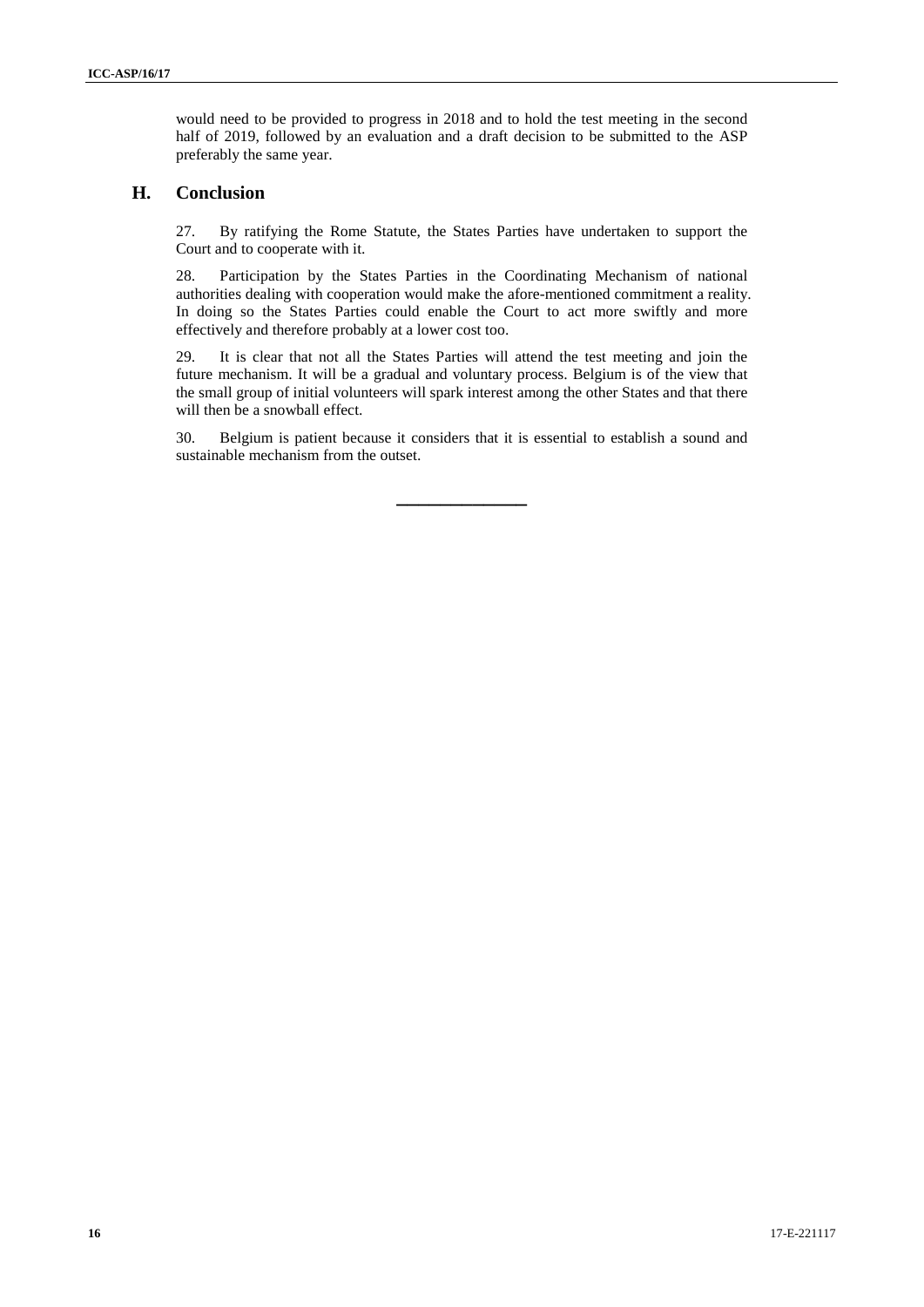would need to be provided to progress in 2018 and to hold the test meeting in the second half of 2019, followed by an evaluation and a draft decision to be submitted to the ASP preferably the same year.

## H. Conclusion

27. By ratifying the Rome Statute, the States Parties have undertaken to support the Court and to cooperate with it.

28. Participation by the States Parties in the Coordinating Mechanism of national authorities dealing with cooperation would make the afore-mentioned commitment a reality. In doing so the States Parties could enable the Court to act more swiftly and more effectively and therefore probably at a lower cost too.

29. It is clear that not all the States Parties will attend the test meeting and join the future mechanism. It will be a gradual and voluntary process. Belgium is of the view that the small group of initial volunteers will spark interest among the other States and that there will then be a snowball effect.

30. Belgium is patient because it considers that it is essential to establish a sound and sustainable mechanism from the outset.

____________